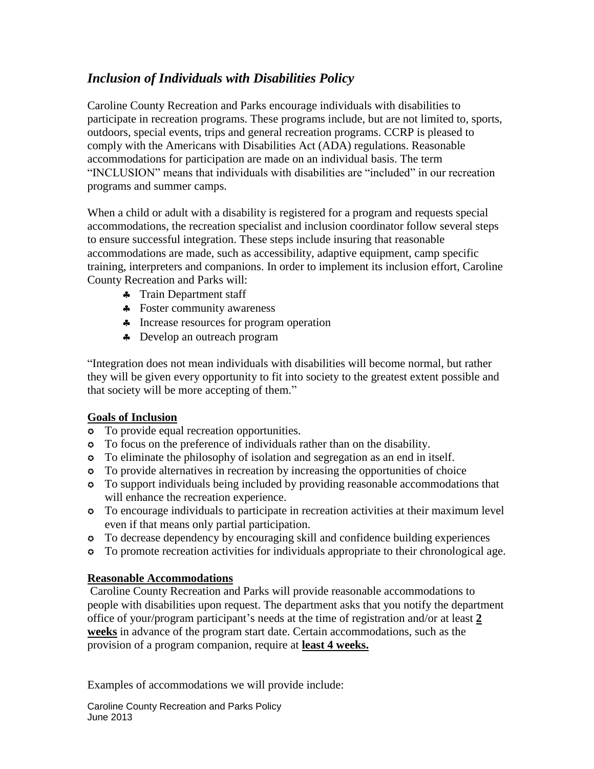## *Inclusion of Individuals with Disabilities Policy*

Caroline County Recreation and Parks encourage individuals with disabilities to participate in recreation programs. These programs include, but are not limited to, sports, outdoors, special events, trips and general recreation programs. CCRP is pleased to comply with the Americans with Disabilities Act (ADA) regulations. Reasonable accommodations for participation are made on an individual basis. The term "INCLUSION" means that individuals with disabilities are "included" in our recreation programs and summer camps.

When a child or adult with a disability is registered for a program and requests special accommodations, the recreation specialist and inclusion coordinator follow several steps to ensure successful integration. These steps include insuring that reasonable accommodations are made, such as accessibility, adaptive equipment, camp specific training, interpreters and companions. In order to implement its inclusion effort, Caroline County Recreation and Parks will:

- Train Department staff
- Foster community awareness
- Increase resources for program operation
- Develop an outreach program

"Integration does not mean individuals with disabilities will become normal, but rather they will be given every opportunity to fit into society to the greatest extent possible and that society will be more accepting of them."

**Goals of Inclusion**

- To provide equal recreation opportunities.
- To focus on the preference of individuals rather than on the disability.
- To eliminate the philosophy of isolation and segregation as an end in itself.
- To provide alternatives in recreation by increasing the opportunities of choice
- To support individuals being included by providing reasonable accommodations that will enhance the recreation experience.
- To encourage individuals to participate in recreation activities at their maximum level even if that means only partial participation.
- To decrease dependency by encouraging skill and confidence building experiences
- To promote recreation activities for individuals appropriate to their chronological age.

**Reasonable Accommodations**

Caroline County Recreation and Parks will provide reasonable accommodations to people with disabilities upon request. The department asks that you notify the department office of your/program participant's needs at the time of registration and/or at least **2 weeks** in advance of the program start date. Certain accommodations, such as the provision of a program companion, require at **least 4 weeks.**

Examples of accommodations we will provide include: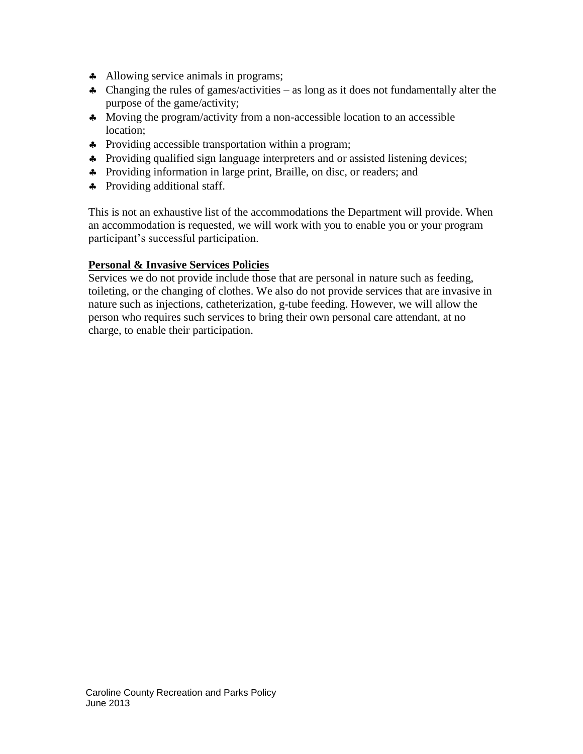- Allowing service animals in programs;
- Changing the rules of games/activities – as long as it does not fundamentally alter the purpose of the game/activity;
- Moving the program/activity from a non-accessible location to an accessible location;
- Providing accessible transportation within a program;
- Providing qualified sign language interpreters and or assisted listening devices;
- Providing information in large print, Braille, on disc, or readers; and
- Providing additional staff.

This is not an exhaustive list of the accommodations the Department will provide. When an accommodation is requested, we will work with you to enable you or your program participant's successful participation.

**Personal & Invasive Services Policies**

Services we do not provide include those that are personal in nature such as feeding, toileting, or the changing of clothes. We also do not provide services that are invasive in nature such as injections, catheterization, g-tube feeding. However, we will allow the person who requires such services to bring their own personal care attendant, at no charge, to enable their participation.